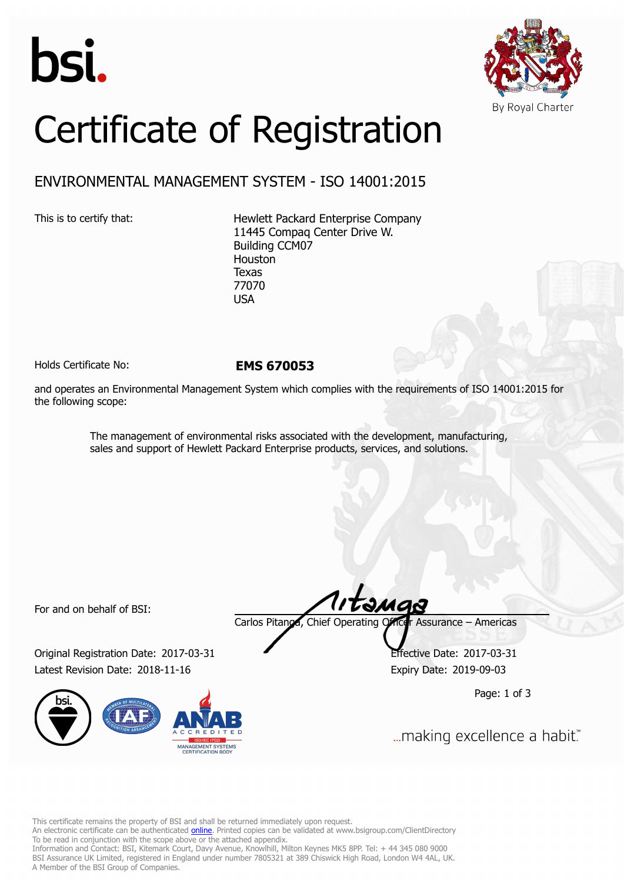bsi.

By Royal Charter

# Certificate of Registration

## ENVIRONMENTAL MANAGEMENT SYSTEM - ISO 14001:2015

This is to certify that:

Hewlett Packard Enterprise Company
11445 Compaq Center Drive W.
Building CCM07
Houston
Texas
77070
USA

Holds Certificate No: **EMS 670053**

and operates an Environmental Management System which complies with the requirements of ISO 14001:2015 for the following scope:

> The management of environmental risks associated with the development, manufacturing, sales and support of Hewlett Packard Enterprise products, services, and solutions.

For and on behalf of BSI:

Carlos Pitanga, Chief Operating Officer Assurance – Americas

Original Registration Date: 2017-03-31
Latest Revision Date: 2018-11-16

Effective Date: 2017-03-31
Expiry Date: 2019-09-03

...making excellence a habit.™

This certificate remains the property of BSI and shall be returned immediately upon request.
An electronic certificate can be authenticated online. Printed copies can be validated at www.bsigroup.com/ClientDirectory
To be read in conjunction with the scope above or the attached appendix.
Information and Contact: BSI, Kitemark Court, Davy Avenue, Knowlhill, Milton Keynes MK5 8PP. Tel: + 44 345 080 9000
BSI Assurance UK Limited, registered in England under number 7805321 at 389 Chiswick High Road, London W4 4AL, UK.
A Member of the BSI Group of Companies.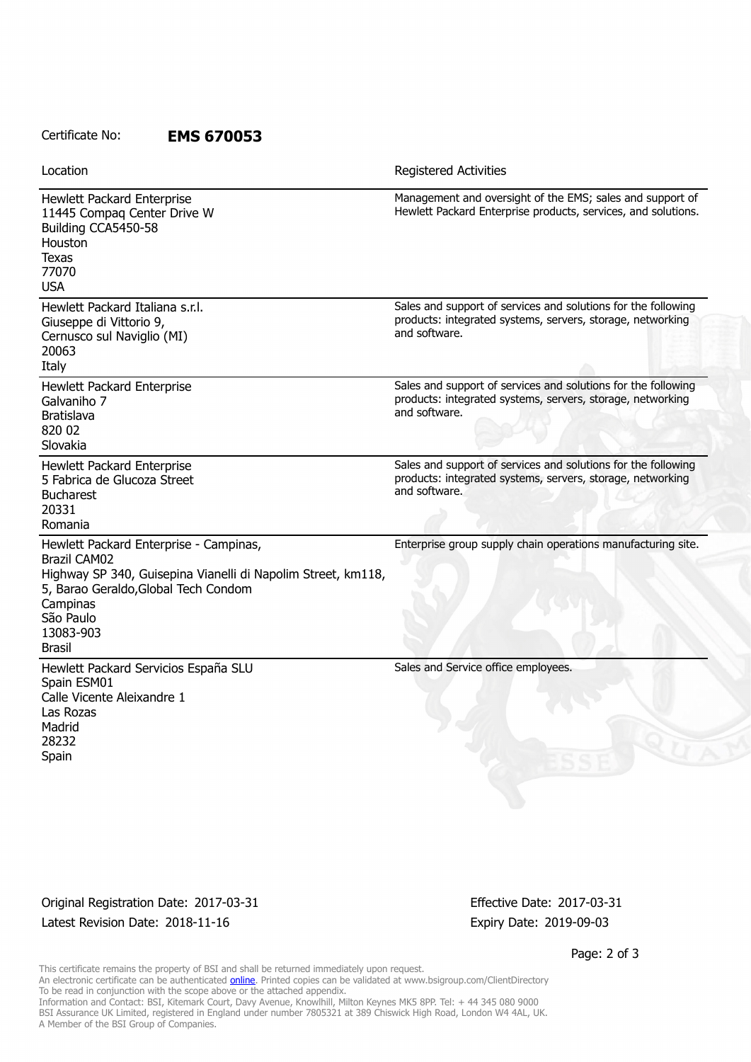Certificate No: **EMS 670053**

| Location | Registered Activities |
| --- | --- |
| Hewlett Packard Enterprise<br>11445 Compaq Center Drive W<br>Building CCA5450-58<br>Houston<br>Texas<br>77070<br>USA | Management and oversight of the EMS; sales and support of Hewlett Packard Enterprise products, services, and solutions. |
| Hewlett Packard Italiana s.r.l.<br>Giuseppe di Vittorio 9,<br>Cernusco sul Naviglio (MI)<br>20063<br>Italy | Sales and support of services and solutions for the following products: integrated systems, servers, storage, networking and software. |
| Hewlett Packard Enterprise<br>Galvaniho 7<br>Bratislava<br>820 02<br>Slovakia | Sales and support of services and solutions for the following products: integrated systems, servers, storage, networking and software. |
| Hewlett Packard Enterprise<br>5 Fabrica de Glucoza Street<br>Bucharest<br>20331<br>Romania | Sales and support of services and solutions for the following products: integrated systems, servers, storage, networking and software. |
| Hewlett Packard Enterprise - Campinas,<br>Brazil CAM02<br>Highway SP 340, Guisepina Vianelli di Napolim Street, km118, 5, Barao Geraldo,Global Tech Condom<br>Campinas<br>São Paulo<br>13083-903<br>Brasil | Enterprise group supply chain operations manufacturing site. |
| Hewlett Packard Servicios España SLU<br>Spain ESM01<br>Calle Vicente Aleixandre 1<br>Las Rozas<br>Madrid<br>28232<br>Spain | Sales and Service office employees. |

Original Registration Date: 2017-03-31
Latest Revision Date: 2018-11-16

Effective Date: 2017-03-31
Expiry Date: 2019-09-03

This certificate remains the property of BSI and shall be returned immediately upon request.
An electronic certificate can be authenticated online. Printed copies can be validated at www.bsigroup.com/ClientDirectory
To be read in conjunction with the scope above or the attached appendix.
Information and Contact: BSI, Kitemark Court, Davy Avenue, Knowlhill, Milton Keynes MK5 8PP. Tel: + 44 345 080 9000
BSI Assurance UK Limited, registered in England under number 7805321 at 389 Chiswick High Road, London W4 4AL, UK.
A Member of the BSI Group of Companies.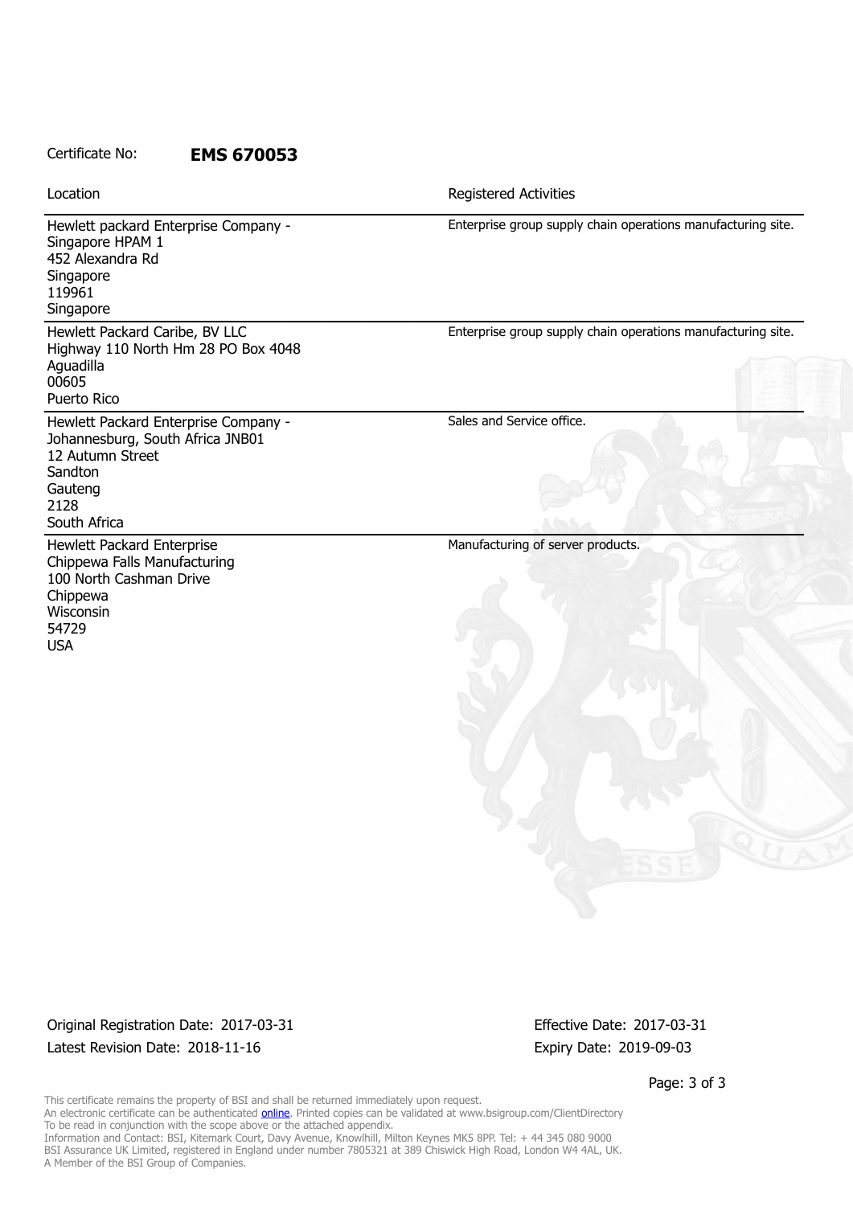Certificate No: **EMS 670053**

| Location | Registered Activities |
| --- | --- |
| Hewlett packard Enterprise Company - Singapore HPAM 1<br>452 Alexandra Rd<br>Singapore<br>119961<br>Singapore | Enterprise group supply chain operations manufacturing site. |
| Hewlett Packard Caribe, BV LLC<br>Highway 110 North Hm 28 PO Box 4048<br>Aguadilla<br>00605<br>Puerto Rico | Enterprise group supply chain operations manufacturing site. |
| Hewlett Packard Enterprise Company - Johannesburg, South Africa JNB01<br>12 Autumn Street<br>Sandton<br>Gauteng<br>2128<br>South Africa | Sales and Service office. |
| Hewlett Packard Enterprise<br>Chippewa Falls Manufacturing<br>100 North Cashman Drive<br>Chippewa<br>Wisconsin<br>54729<br>USA | Manufacturing of server products. |

Original Registration Date: 2017-03-31

Latest Revision Date: 2018-11-16

Effective Date: 2017-03-31

Expiry Date: 2019-09-03

This certificate remains the property of BSI and shall be returned immediately upon request.
An electronic certificate can be authenticated online. Printed copies can be validated at www.bsigroup.com/ClientDirectory
To be read in conjunction with the scope above or the attached appendix.
Information and Contact: BSI, Kitemark Court, Davy Avenue, Knowlhill, Milton Keynes MK5 8PP. Tel: + 44 345 080 9000
BSI Assurance UK Limited, registered in England under number 7805321 at 389 Chiswick High Road, London W4 4AL, UK.
A Member of the BSI Group of Companies.